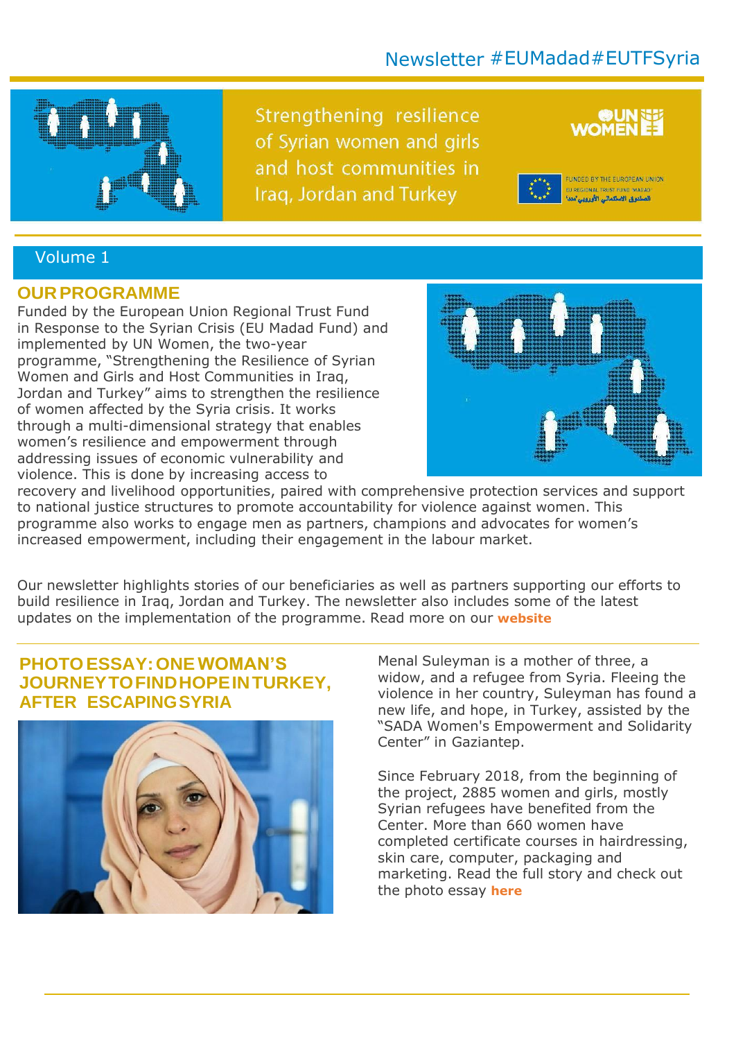Newsletter #EUMadad#EUTFSyria

# Strengthening resilience of Syrian women and girls and host communities in Iraq, Jordan and Turkey

FUNDED BY THE EUROPEAN UNION
EU REGIONAL TRUST FUND 'MADAD'
الصندوق الائتماني الأوروبي 'مدد'

Volume 1

## OUR PROGRAMME

Funded by the European Union Regional Trust Fund in Response to the Syrian Crisis (EU Madad Fund) and implemented by UN Women, the two-year programme, "Strengthening the Resilience of Syrian Women and Girls and Host Communities in Iraq, Jordan and Turkey" aims to strengthen the resilience of women affected by the Syria crisis. It works through a multi-dimensional strategy that enables women's resilience and empowerment through addressing issues of economic vulnerability and violence. This is done by increasing access to recovery and livelihood opportunities, paired with comprehensive protection services and support to national justice structures to promote accountability for violence against women. This programme also works to engage men as partners, champions and advocates for women's increased empowerment, including their engagement in the labour market.

Our newsletter highlights stories of our beneficiaries as well as partners supporting our efforts to build resilience in Iraq, Jordan and Turkey. The newsletter also includes some of the latest updates on the implementation of the programme. Read more on our **website**

## PHOTO ESSAY: ONE WOMAN'S JOURNEY TO FIND HOPE IN TURKEY, AFTER ESCAPING SYRIA

Menal Suleyman is a mother of three, a widow, and a refugee from Syria. Fleeing the violence in her country, Suleyman has found a new life, and hope, in Turkey, assisted by the "SADA Women's Empowerment and Solidarity Center" in Gaziantep.

Since February 2018, from the beginning of the project, 2885 women and girls, mostly Syrian refugees have benefited from the Center. More than 660 women have completed certificate courses in hairdressing, skin care, computer, packaging and marketing. Read the full story and check out the photo essay **here**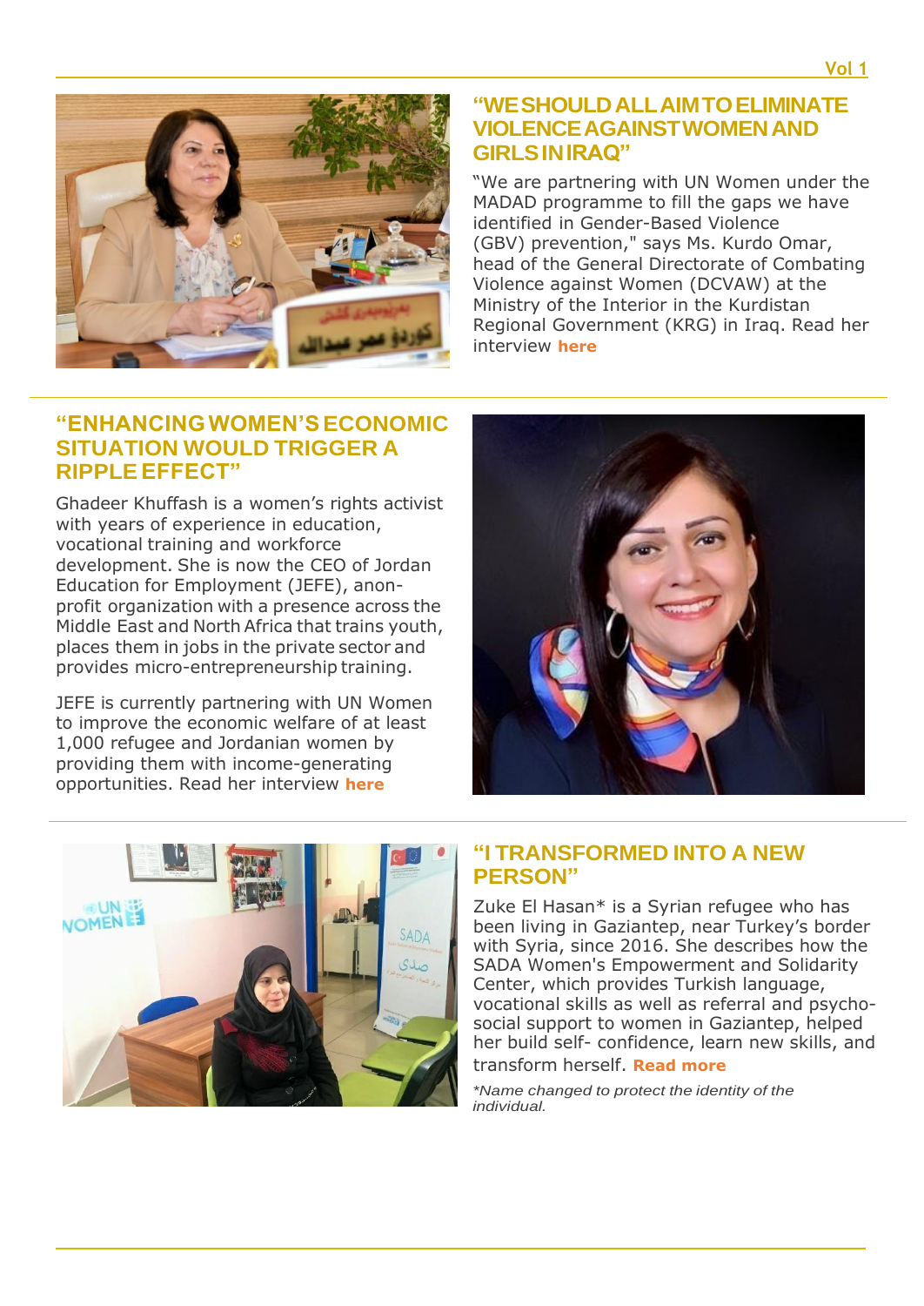## "WE SHOULD ALL AIM TO ELIMINATE VIOLENCE AGAINST WOMEN AND GIRLS IN IRAQ"

"We are partnering with UN Women under the MADAD programme to fill the gaps we have identified in Gender-Based Violence (GBV) prevention," says Ms. Kurdo Omar, head of the General Directorate of Combating Violence against Women (DCVAW) at the Ministry of the Interior in the Kurdistan Regional Government (KRG) in Iraq. Read her interview **here**

## "ENHANCING WOMEN'S ECONOMIC SITUATION WOULD TRIGGER A RIPPLE EFFECT"

Ghadeer Khuffash is a women's rights activist with years of experience in education, vocational training and workforce development. She is now the CEO of Jordan Education for Employment (JEFE), anon-profit organization with a presence across the Middle East and North Africa that trains youth, places them in jobs in the private sector and provides micro-entrepreneurship training.

JEFE is currently partnering with UN Women to improve the economic welfare of at least 1,000 refugee and Jordanian women by providing them with income-generating opportunities. Read her interview **here**

## "I TRANSFORMED INTO A NEW PERSON"

Zuke El Hasan* is a Syrian refugee who has been living in Gaziantep, near Turkey's border with Syria, since 2016. She describes how the SADA Women's Empowerment and Solidarity Center, which provides Turkish language, vocational skills as well as referral and psycho-social support to women in Gaziantep, helped her build self- confidence, learn new skills, and transform herself. **Read more**

*\*Name changed to protect the identity of the individual.*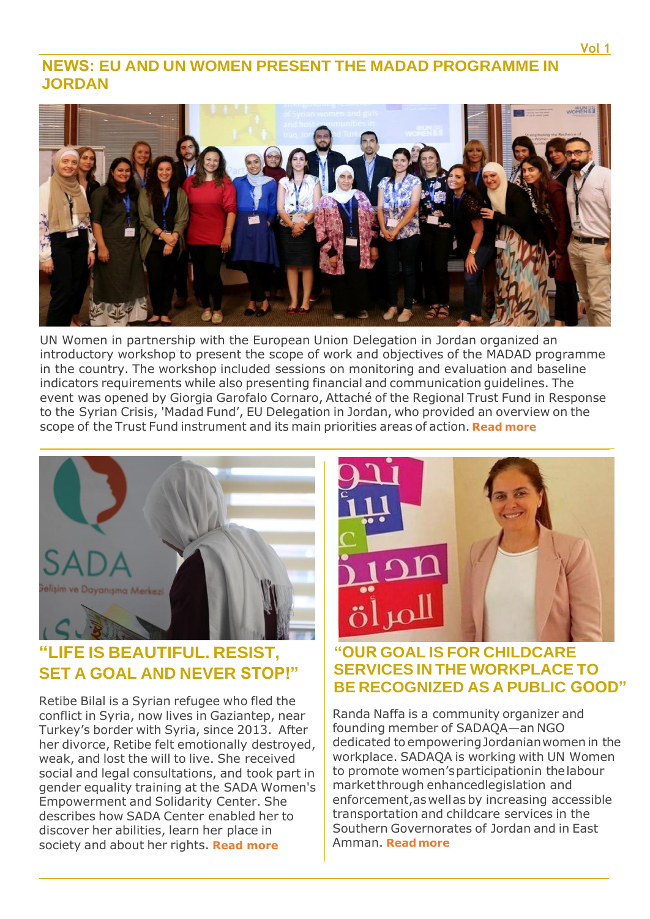## NEWS: EU AND UN WOMEN PRESENT THE MADAD PROGRAMME IN JORDAN

UN Women in partnership with the European Union Delegation in Jordan organized an introductory workshop to present the scope of work and objectives of the MADAD programme in the country. The workshop included sessions on monitoring and evaluation and baseline indicators requirements while also presenting financial and communication guidelines. The event was opened by Giorgia Garofalo Cornaro, Attaché of the Regional Trust Fund in Response to the Syrian Crisis, 'Madad Fund', EU Delegation in Jordan, who provided an overview on the scope of the Trust Fund instrument and its main priorities areas of action. **Read more**

## "LIFE IS BEAUTIFUL. RESIST, SET A GOAL AND NEVER STOP!"

Retibe Bilal is a Syrian refugee who fled the conflict in Syria, now lives in Gaziantep, near Turkey's border with Syria, since 2013. After her divorce, Retibe felt emotionally destroyed, weak, and lost the will to live. She received social and legal consultations, and took part in gender equality training at the SADA Women's Empowerment and Solidarity Center. She describes how SADA Center enabled her to discover her abilities, learn her place in society and about her rights. **Read more**

## "OUR GOAL IS FOR CHILDCARE SERVICES IN THE WORKPLACE TO BE RECOGNIZED AS A PUBLIC GOOD"

Randa Naffa is a community organizer and founding member of SADAQA—an NGO dedicated to empowering Jordanian women in the workplace. SADAQA is working with UN Women to promote women's participation in the labour market through enhanced legislation and enforcement, as well as by increasing accessible transportation and childcare services in the Southern Governorates of Jordan and in East Amman. **Read more**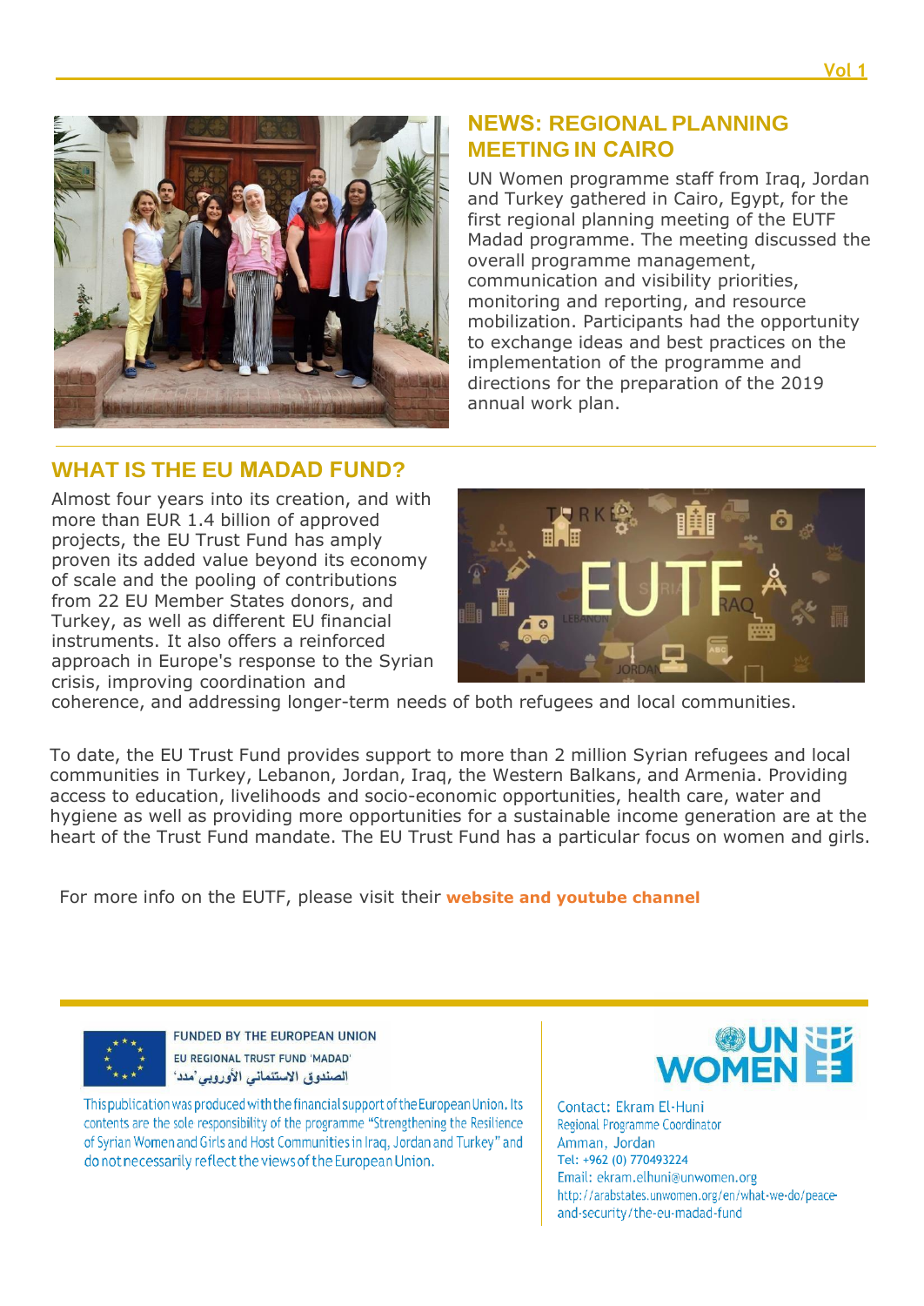## NEWS: REGIONAL PLANNING MEETING IN CAIRO

UN Women programme staff from Iraq, Jordan and Turkey gathered in Cairo, Egypt, for the first regional planning meeting of the EUTF Madad programme. The meeting discussed the overall programme management, communication and visibility priorities, monitoring and reporting, and resource mobilization. Participants had the opportunity to exchange ideas and best practices on the implementation of the programme and directions for the preparation of the 2019 annual work plan.

## WHAT IS THE EU MADAD FUND?

Almost four years into its creation, and with more than EUR 1.4 billion of approved projects, the EU Trust Fund has amply proven its added value beyond its economy of scale and the pooling of contributions from 22 EU Member States donors, and Turkey, as well as different EU financial instruments. It also offers a reinforced approach in Europe's response to the Syrian crisis, improving coordination and coherence, and addressing longer-term needs of both refugees and local communities.

To date, the EU Trust Fund provides support to more than 2 million Syrian refugees and local communities in Turkey, Lebanon, Jordan, Iraq, the Western Balkans, and Armenia. Providing access to education, livelihoods and socio-economic opportunities, health care, water and hygiene as well as providing more opportunities for a sustainable income generation are at the heart of the Trust Fund mandate. The EU Trust Fund has a particular focus on women and girls.

For more info on the EUTF, please visit their **website and youtube channel**

FUNDED BY THE EUROPEAN UNION
EU REGIONAL TRUST FUND 'MADAD'
الصندوق الاستئماني الأوروبي 'مدد'

This publication was produced with the financial support of the European Union. Its contents are the sole responsibility of the programme "Strengthening the Resilience of Syrian Women and Girls and Host Communities in Iraq, Jordan and Turkey" and do not necessarily reflect the views of the European Union.

UN WOMEN

Contact: Ekram El-Huni
Regional Programme Coordinator
Amman, Jordan
Tel: +962 (0) 770493224
Email: ekram.elhuni@unwomen.org
http://arabstates.unwomen.org/en/what-we-do/peace-and-security/the-eu-madad-fund